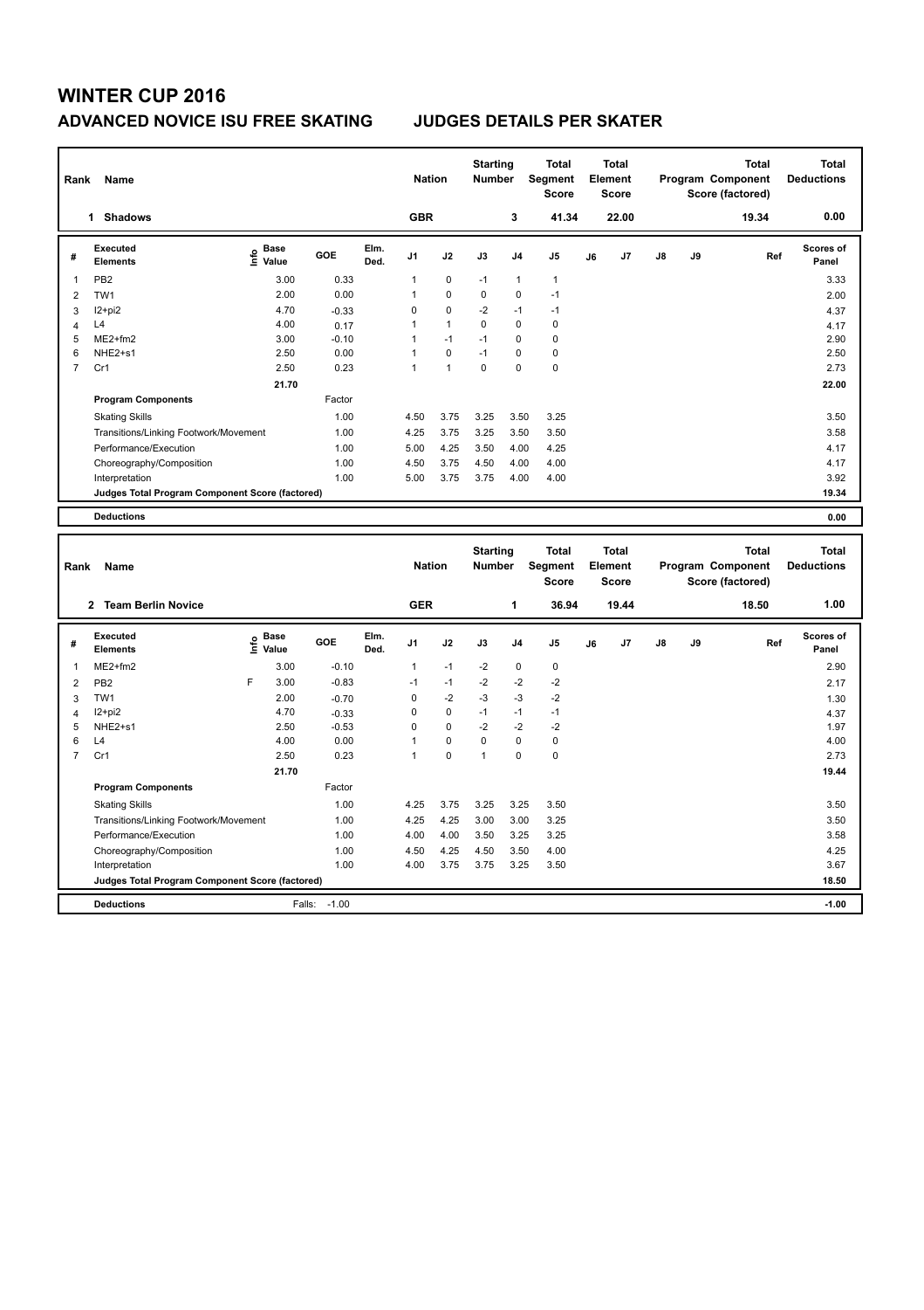# WINTER CUP 2016

## ADVANCED NOVICE ISU FREE SKATING — JUDGES DETAILS PER SKATER

| Rank | Name | Nation | Starting Number | Total Segment Score | Total Element Score | Total Program Component Score (factored) | Total Deductions |
|---|---|---|---|---|---|---|---|
| 1 | Shadows | GBR | 3 | 41.34 | 22.00 | 19.34 | 0.00 |

| # | Executed Elements | Info | Base Value | GOE | Elm. Ded. | J1 | J2 | J3 | J4 | J5 | J6 | J7 | J8 | J9 | Ref | Scores of Panel |
|---|---|---|---|---|---|---|---|---|---|---|---|---|---|---|---|---|
| 1 | PB2 | | 3.00 | 0.33 | | 1 | 0 | -1 | 1 | 1 | | | | | | 3.33 |
| 2 | TW1 | | 2.00 | 0.00 | | 1 | 0 | 0 | 0 | -1 | | | | | | 2.00 |
| 3 | I2+pi2 | | 4.70 | -0.33 | | 0 | 0 | -2 | -1 | -1 | | | | | | 4.37 |
| 4 | L4 | | 4.00 | 0.17 | | 1 | 1 | 0 | 0 | 0 | | | | | | 4.17 |
| 5 | ME2+fm2 | | 3.00 | -0.10 | | 1 | -1 | -1 | 0 | 0 | | | | | | 2.90 |
| 6 | NHE2+s1 | | 2.50 | 0.00 | | 1 | 0 | -1 | 0 | 0 | | | | | | 2.50 |
| 7 | Cr1 | | 2.50 | 0.23 | | 1 | 1 | 0 | 0 | 0 | | | | | | 2.73 |
| | | | 21.70 | | | | | | | | | | | | | 22.00 |
| | **Program Components** | | | Factor | | | | | | | | | | | | |
| | Skating Skills | | | 1.00 | | 4.50 | 3.75 | 3.25 | 3.50 | 3.25 | | | | | | 3.50 |
| | Transitions/Linking Footwork/Movement | | | 1.00 | | 4.25 | 3.75 | 3.25 | 3.50 | 3.50 | | | | | | 3.58 |
| | Performance/Execution | | | 1.00 | | 5.00 | 4.25 | 3.50 | 4.00 | 4.25 | | | | | | 4.17 |
| | Choreography/Composition | | | 1.00 | | 4.50 | 3.75 | 4.50 | 4.00 | 4.00 | | | | | | 4.17 |
| | Interpretation | | | 1.00 | | 5.00 | 3.75 | 3.75 | 4.00 | 4.00 | | | | | | 3.92 |
| | **Judges Total Program Component Score (factored)** | | | | | | | | | | | | | | | 19.34 |
| | **Deductions** | | | | | | | | | | | | | | | 0.00 |

| Rank | Name | Nation | Starting Number | Total Segment Score | Total Element Score | Total Program Component Score (factored) | Total Deductions |
|---|---|---|---|---|---|---|---|
| 2 | Team Berlin Novice | GER | 1 | 36.94 | 19.44 | 18.50 | 1.00 |

| # | Executed Elements | Info | Base Value | GOE | Elm. Ded. | J1 | J2 | J3 | J4 | J5 | J6 | J7 | J8 | J9 | Ref | Scores of Panel |
|---|---|---|---|---|---|---|---|---|---|---|---|---|---|---|---|---|
| 1 | ME2+fm2 | | 3.00 | -0.10 | | 1 | -1 | -2 | 0 | 0 | | | | | | 2.90 |
| 2 | PB2 | F | 3.00 | -0.83 | | -1 | -1 | -2 | -2 | -2 | | | | | | 2.17 |
| 3 | TW1 | | 2.00 | -0.70 | | 0 | -2 | -3 | -3 | -2 | | | | | | 1.30 |
| 4 | I2+pi2 | | 4.70 | -0.33 | | 0 | 0 | -1 | -1 | -1 | | | | | | 4.37 |
| 5 | NHE2+s1 | | 2.50 | -0.53 | | 0 | 0 | -2 | -2 | -2 | | | | | | 1.97 |
| 6 | L4 | | 4.00 | 0.00 | | 1 | 0 | 0 | 0 | 0 | | | | | | 4.00 |
| 7 | Cr1 | | 2.50 | 0.23 | | 1 | 0 | 1 | 0 | 0 | | | | | | 2.73 |
| | | | 21.70 | | | | | | | | | | | | | 19.44 |
| | **Program Components** | | | Factor | | | | | | | | | | | | |
| | Skating Skills | | | 1.00 | | 4.25 | 3.75 | 3.25 | 3.25 | 3.50 | | | | | | 3.50 |
| | Transitions/Linking Footwork/Movement | | | 1.00 | | 4.25 | 4.25 | 3.00 | 3.00 | 3.25 | | | | | | 3.50 |
| | Performance/Execution | | | 1.00 | | 4.00 | 4.00 | 3.50 | 3.25 | 3.25 | | | | | | 3.58 |
| | Choreography/Composition | | | 1.00 | | 4.50 | 4.25 | 4.50 | 3.50 | 4.00 | | | | | | 4.25 |
| | Interpretation | | | 1.00 | | 4.00 | 3.75 | 3.75 | 3.25 | 3.50 | | | | | | 3.67 |
| | **Judges Total Program Component Score (factored)** | | | | | | | | | | | | | | | 18.50 |
| | **Deductions** | | | Falls: -1.00 | | | | | | | | | | | | -1.00 |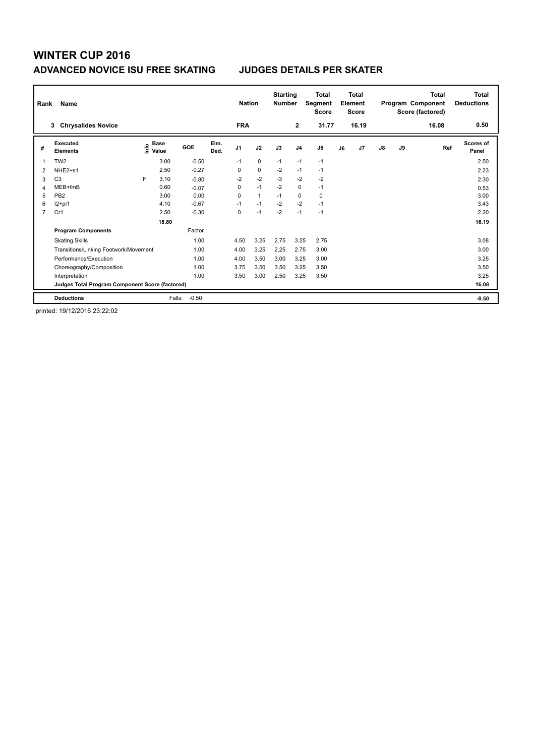# WINTER CUP 2016

## ADVANCED NOVICE ISU FREE SKATING JUDGES DETAILS PER SKATER

| Rank | Name | Nation | Starting Number | Total Segment Score | Total Element Score | Total Program Component Score (factored) | Total Deductions |
|---|---|---|---|---|---|---|---|
| 3 | Chrysalides Novice | FRA | 2 | 31.77 | 16.19 | 16.08 | 0.50 |

| # | Executed Elements | Info | Base Value | GOE | Elm. Ded. | J1 | J2 | J3 | J4 | J5 | J6 | J7 | J8 | J9 | Ref | Scores of Panel |
|---|---|---|---|---|---|---|---|---|---|---|---|---|---|---|---|---|
| 1 | TW2 | | 3.00 | -0.50 | | -1 | 0 | -1 | -1 | -1 | | | | | | 2.50 |
| 2 | NHE2+s1 | | 2.50 | -0.27 | | 0 | 0 | -2 | -1 | -1 | | | | | | 2.23 |
| 3 | C3 | F | 3.10 | -0.80 | | -2 | -2 | -3 | -2 | -2 | | | | | | 2.30 |
| 4 | MEB+fmB | | 0.60 | -0.07 | | 0 | -1 | -2 | 0 | -1 | | | | | | 0.53 |
| 5 | PB2 | | 3.00 | 0.00 | | 0 | 1 | -1 | 0 | 0 | | | | | | 3.00 |
| 6 | I2+pi1 | | 4.10 | -0.67 | | -1 | -1 | -2 | -2 | -1 | | | | | | 3.43 |
| 7 | Cr1 | | 2.50 | -0.30 | | 0 | -1 | -2 | -1 | -1 | | | | | | 2.20 |
| | | | 18.80 | | | | | | | | | | | | | 16.19 |
| | **Program Components** | | | Factor | | | | | | | | | | | | |
| | Skating Skills | | | 1.00 | | 4.50 | 3.25 | 2.75 | 3.25 | 2.75 | | | | | | 3.08 |
| | Transitions/Linking Footwork/Movement | | | 1.00 | | 4.00 | 3.25 | 2.25 | 2.75 | 3.00 | | | | | | 3.00 |
| | Performance/Execution | | | 1.00 | | 4.00 | 3.50 | 3.00 | 3.25 | 3.00 | | | | | | 3.25 |
| | Choreography/Composition | | | 1.00 | | 3.75 | 3.50 | 3.50 | 3.25 | 3.50 | | | | | | 3.50 |
| | Interpretation | | | 1.00 | | 3.50 | 3.00 | 2.50 | 3.25 | 3.50 | | | | | | 3.25 |
| | **Judges Total Program Component Score (factored)** | | | | | | | | | | | | | | | 16.08 |
| | **Deductions** | | Falls: | -0.50 | | | | | | | | | | | | -0.50 |

printed: 19/12/2016 23:22:02